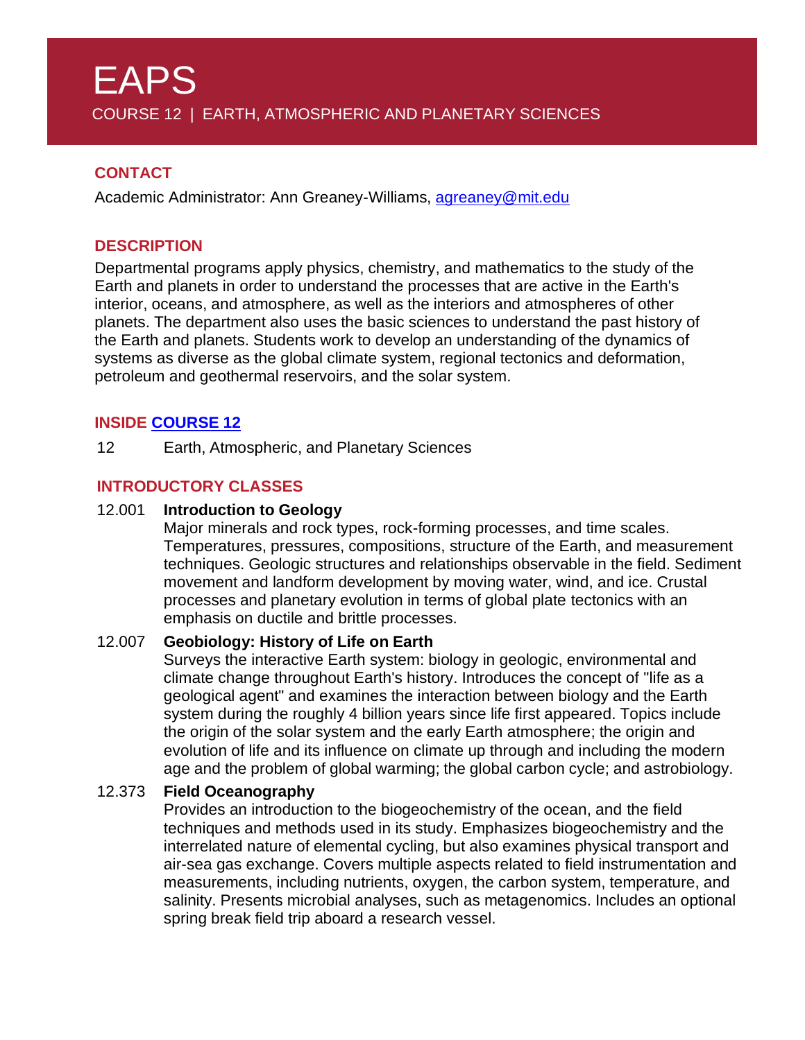# EAPS

COURSE 12 | EARTH, ATMOSPHERIC AND PLANETARY SCIENCES

## CONTACT

Academic Administrator: Ann Greaney-Williams, [agreaney@mit.edu](mailto:agreaney@mit.edu)

## DESCRIPTION

Departmental programs apply physics, chemistry, and mathematics to the study of the Earth and planets in order to understand the processes that are active in the Earth's interior, oceans, and atmosphere, as well as the interiors and atmospheres of other planets. The department also uses the basic sciences to understand the past history of the Earth and planets. Students work to develop an understanding of the dynamics of systems as diverse as the global climate system, regional tectonics and deformation, petroleum and geothermal reservoirs, and the solar system.

## INSIDE COURSE 12

12 Earth, Atmospheric, and Planetary Sciences

## INTRODUCTORY CLASSES

**12.001 Introduction to Geology**

Major minerals and rock types, rock-forming processes, and time scales. Temperatures, pressures, compositions, structure of the Earth, and measurement techniques. Geologic structures and relationships observable in the field. Sediment movement and landform development by moving water, wind, and ice. Crustal processes and planetary evolution in terms of global plate tectonics with an emphasis on ductile and brittle processes.

**12.007 Geobiology: History of Life on Earth**

Surveys the interactive Earth system: biology in geologic, environmental and climate change throughout Earth's history. Introduces the concept of "life as a geological agent" and examines the interaction between biology and the Earth system during the roughly 4 billion years since life first appeared. Topics include the origin of the solar system and the early Earth atmosphere; the origin and evolution of life and its influence on climate up through and including the modern age and the problem of global warming; the global carbon cycle; and astrobiology.

**12.373 Field Oceanography**

Provides an introduction to the biogeochemistry of the ocean, and the field techniques and methods used in its study. Emphasizes biogeochemistry and the interrelated nature of elemental cycling, but also examines physical transport and air-sea gas exchange. Covers multiple aspects related to field instrumentation and measurements, including nutrients, oxygen, the carbon system, temperature, and salinity. Presents microbial analyses, such as metagenomics. Includes an optional spring break field trip aboard a research vessel.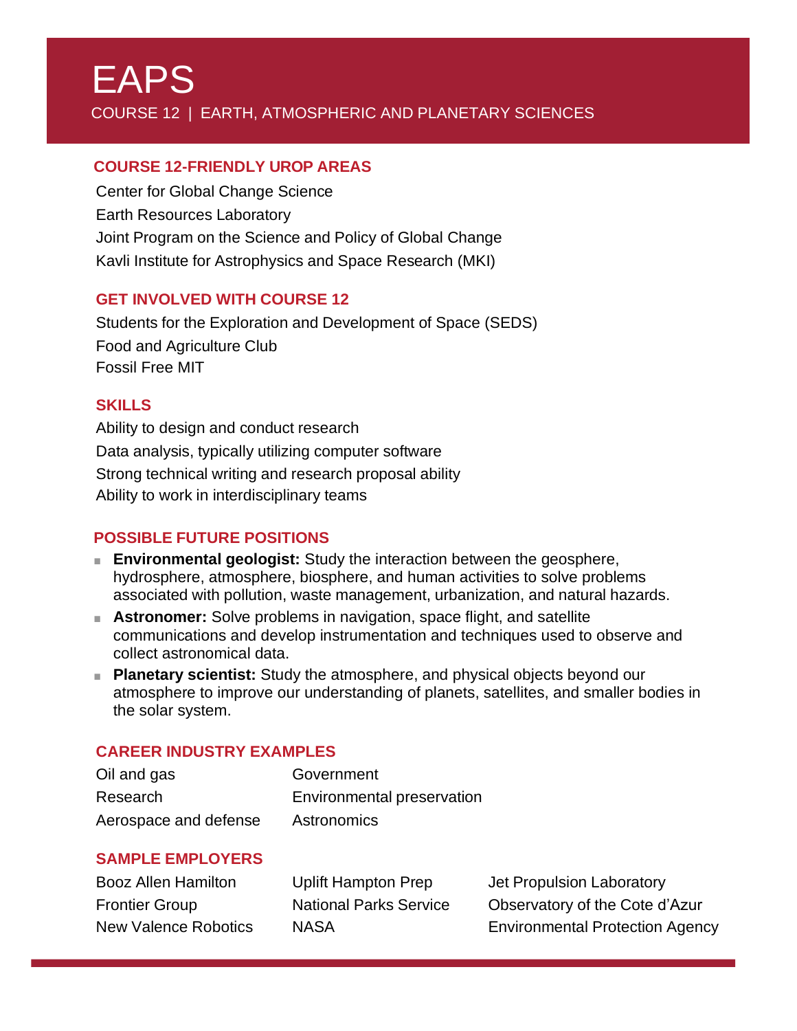# EAPS

COURSE 12 | EARTH, ATMOSPHERIC AND PLANETARY SCIENCES

## COURSE 12-FRIENDLY UROP AREAS

Center for Global Change Science
Earth Resources Laboratory
Joint Program on the Science and Policy of Global Change
Kavli Institute for Astrophysics and Space Research (MKI)

## GET INVOLVED WITH COURSE 12

Students for the Exploration and Development of Space (SEDS)
Food and Agriculture Club
Fossil Free MIT

## SKILLS

Ability to design and conduct research
Data analysis, typically utilizing computer software
Strong technical writing and research proposal ability
Ability to work in interdisciplinary teams

## POSSIBLE FUTURE POSITIONS

- **Environmental geologist:** Study the interaction between the geosphere, hydrosphere, atmosphere, biosphere, and human activities to solve problems associated with pollution, waste management, urbanization, and natural hazards.
- **Astronomer:** Solve problems in navigation, space flight, and satellite communications and develop instrumentation and techniques used to observe and collect astronomical data.
- **Planetary scientist:** Study the atmosphere, and physical objects beyond our atmosphere to improve our understanding of planets, satellites, and smaller bodies in the solar system.

## CAREER INDUSTRY EXAMPLES

| | |
|---|---|
| Oil and gas | Government |
| Research | Environmental preservation |
| Aerospace and defense | Astronomics |

## SAMPLE EMPLOYERS

| | | |
|---|---|---|
| Booz Allen Hamilton | Uplift Hampton Prep | Jet Propulsion Laboratory |
| Frontier Group | National Parks Service | Observatory of the Cote d'Azur |
| New Valence Robotics | NASA | Environmental Protection Agency |